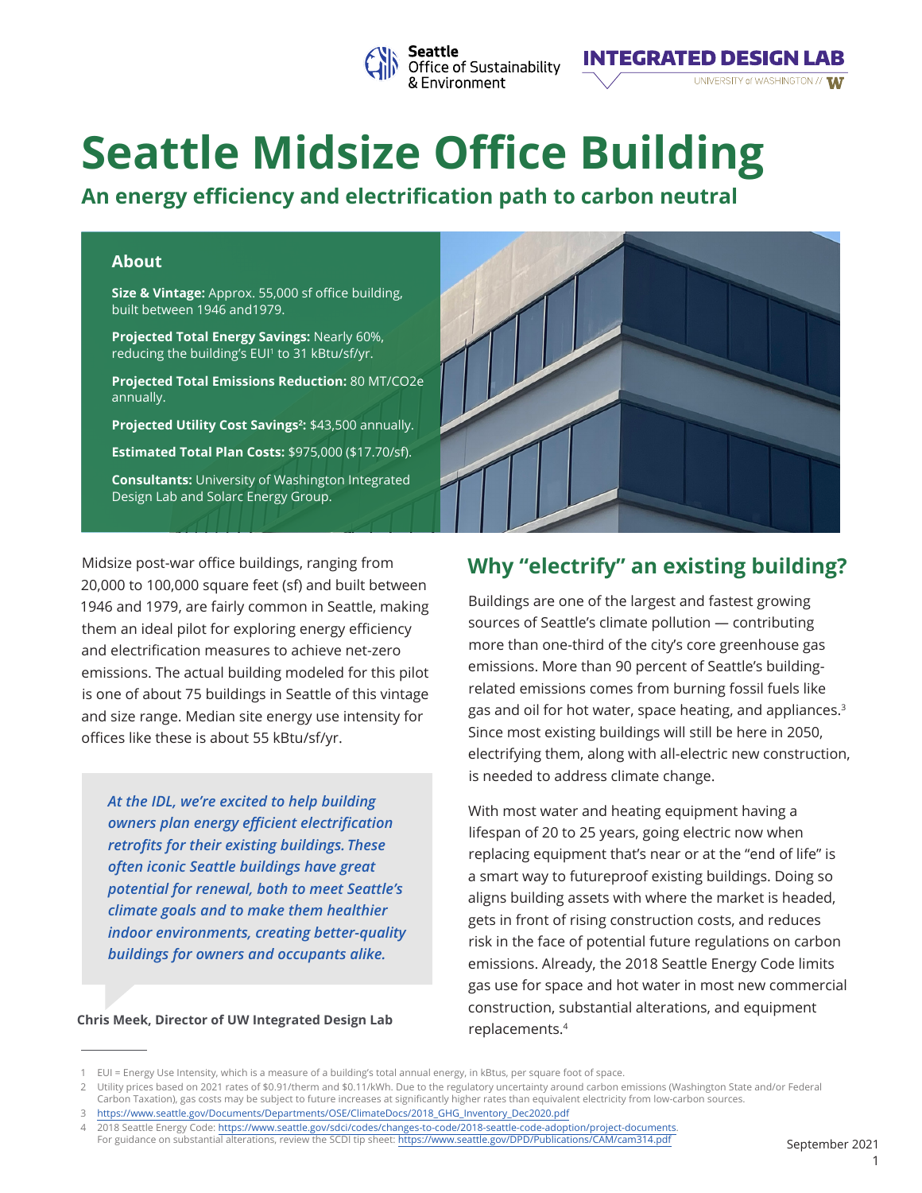# Seattle Midsize Office Building

## An energy efficiency and electrification path to carbon neutral

### About

**Size & Vintage:** Approx. 55,000 sf office building, built between 1946 and1979.

**Projected Total Energy Savings:** Nearly 60%, reducing the building's EUI[1] to 31 kBtu/sf/yr.

**Projected Total Emissions Reduction:** 80 MT/CO2e annually.

**Projected Utility Cost Savings[2]:** $43,500 annually.

**Estimated Total Plan Costs:** $975,000 ($17.70/sf).

**Consultants:** University of Washington Integrated Design Lab and Solarc Energy Group.

Midsize post-war office buildings, ranging from 20,000 to 100,000 square feet (sf) and built between 1946 and 1979, are fairly common in Seattle, making them an ideal pilot for exploring energy efficiency and electrification measures to achieve net-zero emissions. The actual building modeled for this pilot is one of about 75 buildings in Seattle of this vintage and size range. Median site energy use intensity for offices like these is about 55 kBtu/sf/yr.

> *At the IDL, we're excited to help building owners plan energy efficient electrification retrofits for their existing buildings. These often iconic Seattle buildings have great potential for renewal, both to meet Seattle's climate goals and to make them healthier indoor environments, creating better-quality buildings for owners and occupants alike.*

**Chris Meek, Director of UW Integrated Design Lab**

## Why "electrify" an existing building?

Buildings are one of the largest and fastest growing sources of Seattle's climate pollution — contributing more than one-third of the city's core greenhouse gas emissions. More than 90 percent of Seattle's building-related emissions comes from burning fossil fuels like gas and oil for hot water, space heating, and appliances.[3] Since most existing buildings will still be here in 2050, electrifying them, along with all-electric new construction, is needed to address climate change.

With most water and heating equipment having a lifespan of 20 to 25 years, going electric now when replacing equipment that's near or at the "end of life" is a smart way to futureproof existing buildings. Doing so aligns building assets with where the market is headed, gets in front of rising construction costs, and reduces risk in the face of potential future regulations on carbon emissions. Already, the 2018 Seattle Energy Code limits gas use for space and hot water in most new commercial construction, substantial alterations, and equipment replacements.[4]

---

1 EUI = Energy Use Intensity, which is a measure of a building's total annual energy, in kBtus, per square foot of space.

2 Utility prices based on 2021 rates of $0.91/therm and $0.11/kWh. Due to the regulatory uncertainty around carbon emissions (Washington State and/or Federal Carbon Taxation), gas costs may be subject to future increases at significantly higher rates than equivalent electricity from low-carbon sources.

3 https://www.seattle.gov/Documents/Departments/OSE/ClimateDocs/2018_GHG_Inventory_Dec2020.pdf

4 2018 Seattle Energy Code: https://www.seattle.gov/sdci/codes/changes-to-code/2018-seattle-code-adoption/project-documents. For guidance on substantial alterations, review the SCDI tip sheet: https://www.seattle.gov/DPD/Publications/CAM/cam314.pdf

September 2021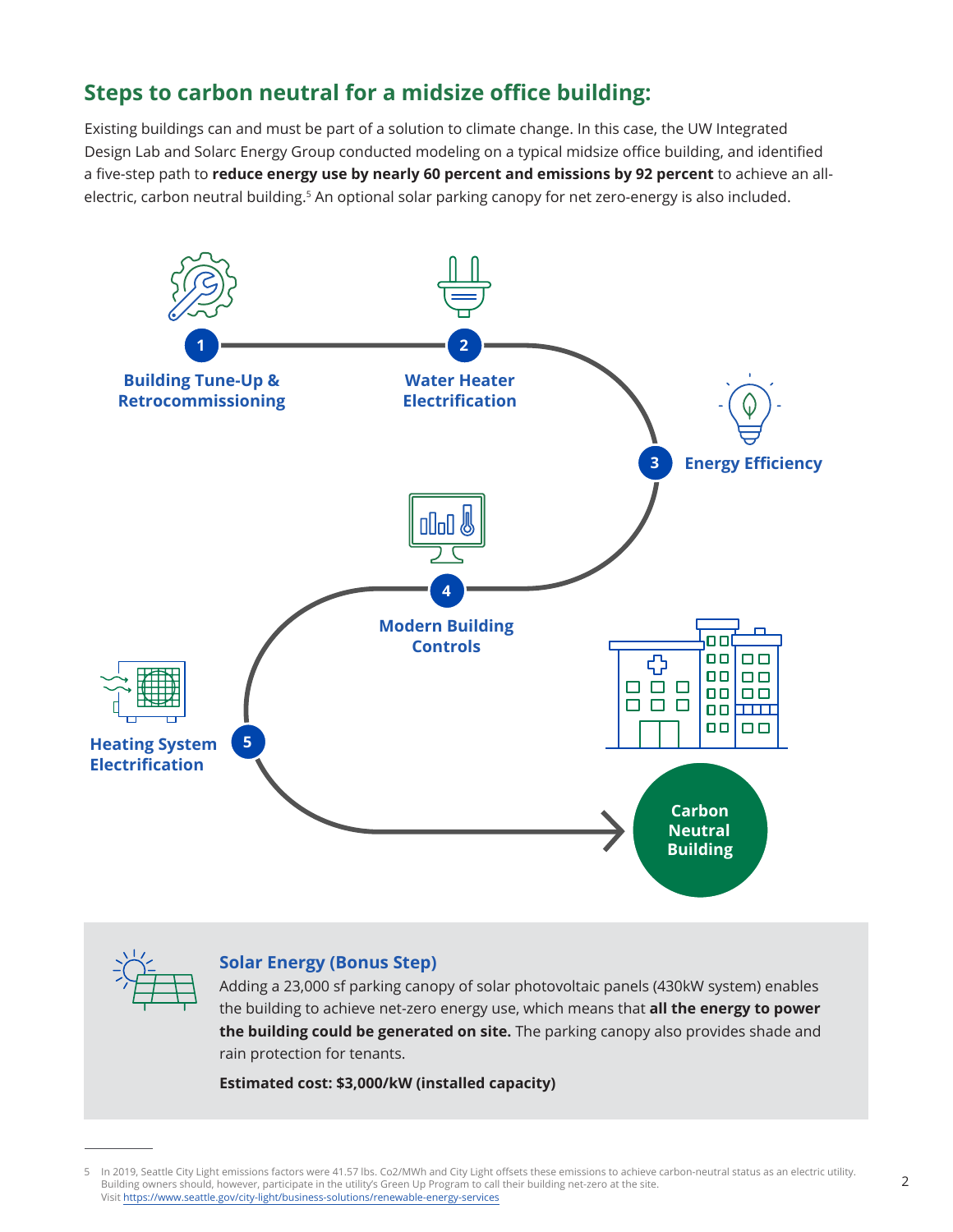## Steps to carbon neutral for a midsize office building:

Existing buildings can and must be part of a solution to climate change. In this case, the UW Integrated Design Lab and Solarc Energy Group conducted modeling on a typical midsize office building, and identified a five-step path to **reduce energy use by nearly 60 percent and emissions by 92 percent** to achieve an all-electric, carbon neutral building.[5] An optional solar parking canopy for net zero-energy is also included.

1. Building Tune-Up & Retrocommissioning
2. Water Heater Electrification
3. Energy Efficiency
4. Modern Building Controls
5. Heating System Electrification

→ Carbon Neutral Building

### Solar Energy (Bonus Step)

Adding a 23,000 sf parking canopy of solar photovoltaic panels (430kW system) enables the building to achieve net-zero energy use, which means that **all the energy to power the building could be generated on site.** The parking canopy also provides shade and rain protection for tenants.

**Estimated cost: $3,000/kW (installed capacity)**

---

5 In 2019, Seattle City Light emissions factors were 41.57 lbs. Co2/MWh and City Light offsets these emissions to achieve carbon-neutral status as an electric utility. Building owners should, however, participate in the utility's Green Up Program to call their building net-zero at the site. Visit https://www.seattle.gov/city-light/business-solutions/renewable-energy-services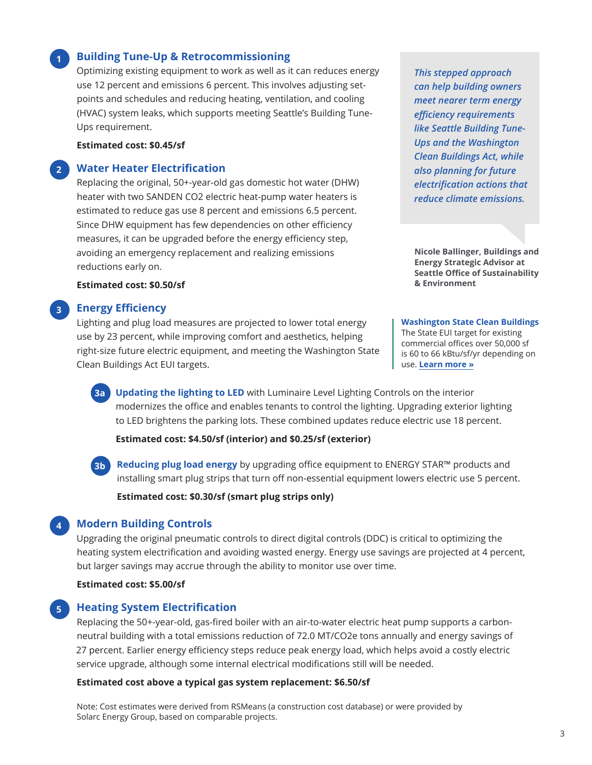## 1 Building Tune-Up & Retrocommissioning

Optimizing existing equipment to work as well as it can reduces energy use 12 percent and emissions 6 percent. This involves adjusting set-points and schedules and reducing heating, ventilation, and cooling (HVAC) system leaks, which supports meeting Seattle's Building Tune-Ups requirement.

**Estimated cost: $0.45/sf**

## 2 Water Heater Electrification

Replacing the original, 50+-year-old gas domestic hot water (DHW) heater with two SANDEN CO2 electric heat-pump water heaters is estimated to reduce gas use 8 percent and emissions 6.5 percent. Since DHW equipment has few dependencies on other efficiency measures, it can be upgraded before the energy efficiency step, avoiding an emergency replacement and realizing emissions reductions early on.

**Estimated cost: $0.50/sf**

## 3 Energy Efficiency

Lighting and plug load measures are projected to lower total energy use by 23 percent, while improving comfort and aesthetics, helping right-size future electric equipment, and meeting the Washington State Clean Buildings Act EUI targets.

### 3a

**Updating the lighting to LED** with Luminaire Level Lighting Controls on the interior modernizes the office and enables tenants to control the lighting. Upgrading exterior lighting to LED brightens the parking lots. These combined updates reduce electric use 18 percent.

**Estimated cost: $4.50/sf (interior) and $0.25/sf (exterior)**

### 3b

**Reducing plug load energy** by upgrading office equipment to ENERGY STAR™ products and installing smart plug strips that turn off non-essential equipment lowers electric use 5 percent.

**Estimated cost: $0.30/sf (smart plug strips only)**

> *This stepped approach can help building owners meet nearer term energy efficiency requirements like Seattle Building Tune-Ups and the Washington Clean Buildings Act, while also planning for future electrification actions that reduce climate emissions.*
>
> **Nicole Ballinger, Buildings and Energy Strategic Advisor at Seattle Office of Sustainability & Environment**

**Washington State Clean Buildings**
The State EUI target for existing commercial offices over 50,000 sf is 60 to 66 kBtu/sf/yr depending on use. **Learn more »**

## 4 Modern Building Controls

Upgrading the original pneumatic controls to direct digital controls (DDC) is critical to optimizing the heating system electrification and avoiding wasted energy. Energy use savings are projected at 4 percent, but larger savings may accrue through the ability to monitor use over time.

**Estimated cost: $5.00/sf**

## 5 Heating System Electrification

Replacing the 50+-year-old, gas-fired boiler with an air-to-water electric heat pump supports a carbon-neutral building with a total emissions reduction of 72.0 MT/CO2e tons annually and energy savings of 27 percent. Earlier energy efficiency steps reduce peak energy load, which helps avoid a costly electric service upgrade, although some internal electrical modifications still will be needed.

**Estimated cost above a typical gas system replacement: $6.50/sf**

Note: Cost estimates were derived from RSMeans (a construction cost database) or were provided by Solarc Energy Group, based on comparable projects.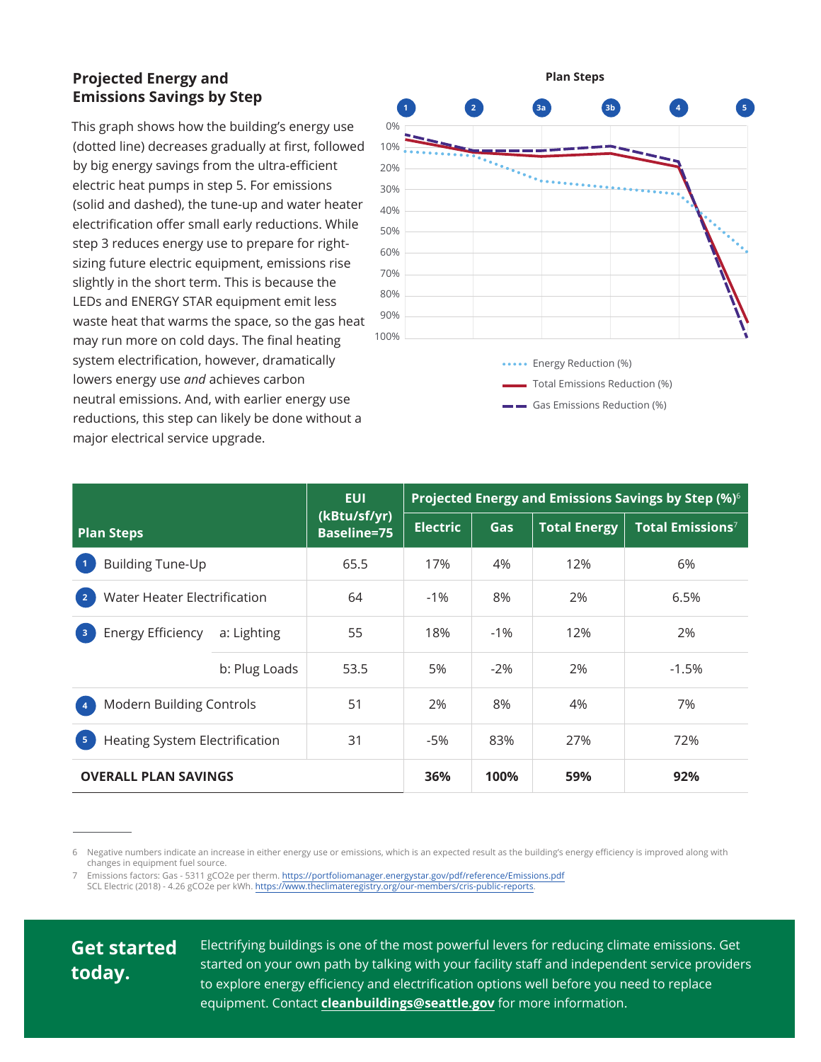## Projected Energy and Emissions Savings by Step

This graph shows how the building's energy use (dotted line) decreases gradually at first, followed by big energy savings from the ultra-efficient electric heat pumps in step 5. For emissions (solid and dashed), the tune-up and water heater electrification offer small early reductions. While step 3 reduces energy use to prepare for right-sizing future electric equipment, emissions rise slightly in the short term. This is because the LEDs and ENERGY STAR equipment emit less waste heat that warms the space, so the gas heat may run more on cold days. The final heating system electrification, however, dramatically lowers energy use *and* achieves carbon neutral emissions. And, with earlier energy use reductions, this step can likely be done without a major electrical service upgrade.

Plan Steps

1 2 3a 3b 4 5

0%
10%
20%
30%
40%
50%
60%
70%
80%
90%
100%

Energy Reduction (%)
Total Emissions Reduction (%)
Gas Emissions Reduction (%)

| Plan Steps | | EUI (kBtu/sf/yr) Baseline=75 | Projected Energy and Emissions Savings by Step (%)[6] | | | |
|---|---|---|---|---|---|---|
| | | | Electric | Gas | Total Energy | Total Emissions[7] |
| 1 Building Tune-Up | | 65.5 | 17% | 4% | 12% | 6% |
| 2 Water Heater Electrification | | 64 | -1% | 8% | 2% | 6.5% |
| 3 Energy Efficiency | a: Lighting | 55 | 18% | -1% | 12% | 2% |
| | b: Plug Loads | 53.5 | 5% | -2% | 2% | -1.5% |
| 4 Modern Building Controls | | 51 | 2% | 8% | 4% | 7% |
| 5 Heating System Electrification | | 31 | -5% | 83% | 27% | 72% |
| **OVERALL PLAN SAVINGS** | | | **36%** | **100%** | **59%** | **92%** |

6 Negative numbers indicate an increase in either energy use or emissions, which is an expected result as the building's energy efficiency is improved along with changes in equipment fuel source.

7 Emissions factors: Gas - 5311 gCO2e per therm. https://portfoliomanager.energystar.gov/pdf/reference/Emissions.pdf
SCL Electric (2018) - 4.26 gCO2e per kWh. https://www.theclimateregistry.org/our-members/cris-public-reports.

## Get started today.

Electrifying buildings is one of the most powerful levers for reducing climate emissions. Get started on your own path by talking with your facility staff and independent service providers to explore energy efficiency and electrification options well before you need to replace equipment. Contact **cleanbuildings@seattle.gov** for more information.